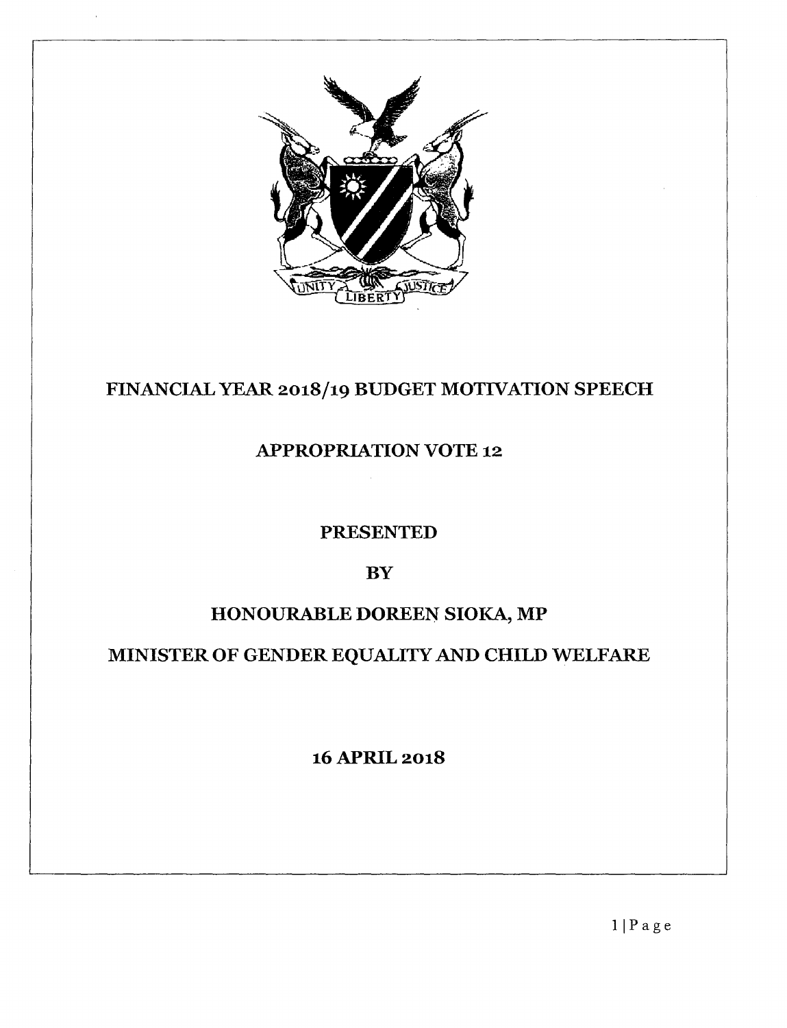# FINANCIAL YEAR 2018/19 BUDGET MOTIVATION SPEECH

## APPROPRIATION VOTE 12

**PRESENTED**

**BY**

**HONOURABLE DOREEN SIOKA, MP**

**MINISTER OF GENDER EQUALITY AND CHILD WELFARE**

**16 APRIL 2018**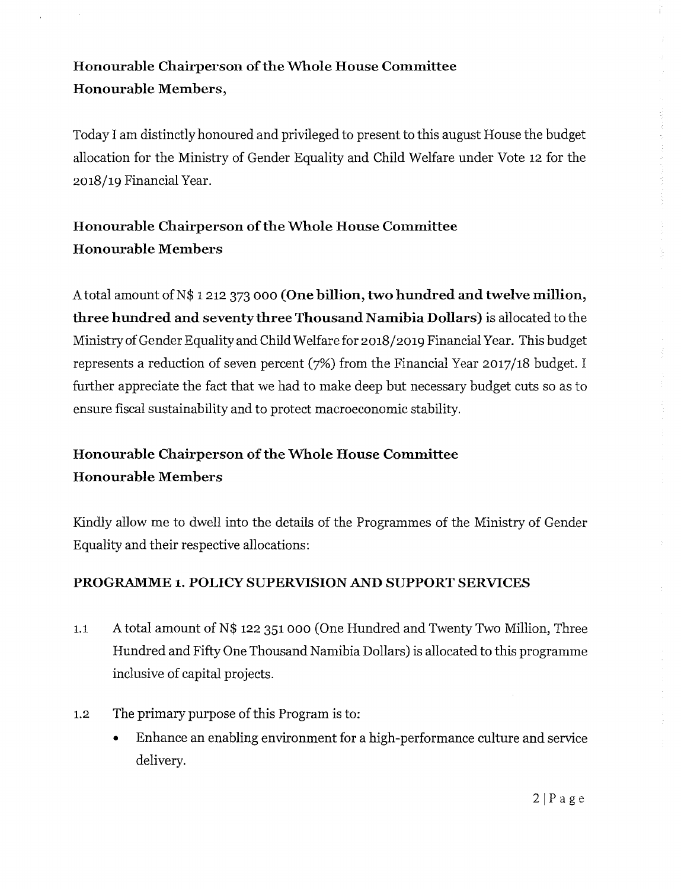**Honourable Chairperson of the Whole House Committee**
**Honourable Members,**

Today I am distinctly honoured and privileged to present to this august House the budget allocation for the Ministry of Gender Equality and Child Welfare under Vote 12 for the 2018/19 Financial Year.

**Honourable Chairperson of the Whole House Committee**
**Honourable Members**

A total amount of N$ 1 212 373 000 **(One billion, two hundred and twelve million, three hundred and seventy three Thousand Namibia Dollars)** is allocated to the Ministry of Gender Equality and Child Welfare for 2018/2019 Financial Year. This budget represents a reduction of seven percent (7%) from the Financial Year 2017/18 budget. I further appreciate the fact that we had to make deep but necessary budget cuts so as to ensure fiscal sustainability and to protect macroeconomic stability.

**Honourable Chairperson of the Whole House Committee**
**Honourable Members**

Kindly allow me to dwell into the details of the Programmes of the Ministry of Gender Equality and their respective allocations:

**PROGRAMME 1. POLICY SUPERVISION AND SUPPORT SERVICES**

1.1 A total amount of N$ 122 351 000 (One Hundred and Twenty Two Million, Three Hundred and Fifty One Thousand Namibia Dollars) is allocated to this programme inclusive of capital projects.

1.2 The primary purpose of this Program is to:

- Enhance an enabling environment for a high-performance culture and service delivery.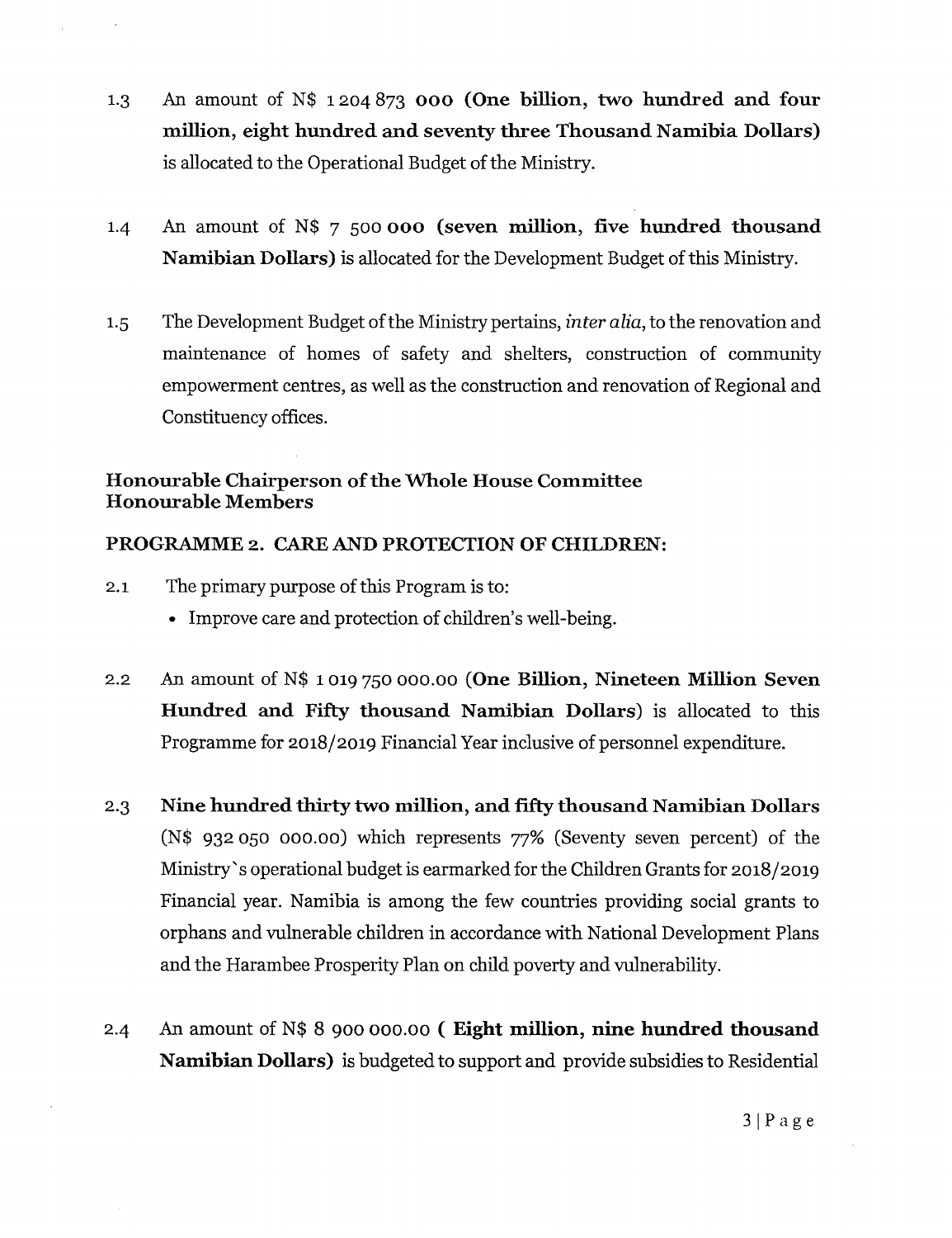1.3 An amount of N$ 1 204 873 **000 (One billion, two hundred and four million, eight hundred and seventy three Thousand Namibia Dollars)** is allocated to the Operational Budget of the Ministry.

1.4 An amount of N$ 7 500 **000 (seven million, five hundred thousand Namibian Dollars)** is allocated for the Development Budget of this Ministry.

1.5 The Development Budget of the Ministry pertains, *inter alia*, to the renovation and maintenance of homes of safety and shelters, construction of community empowerment centres, as well as the construction and renovation of Regional and Constituency offices.

**Honourable Chairperson of the Whole House Committee**
**Honourable Members**

**PROGRAMME 2. CARE AND PROTECTION OF CHILDREN:**

2.1 The primary purpose of this Program is to:

- Improve care and protection of children's well-being.

2.2 An amount of N$ 1 019 750 000.00 (**One Billion, Nineteen Million Seven Hundred and Fifty thousand Namibian Dollars**) is allocated to this Programme for 2018/2019 Financial Year inclusive of personnel expenditure.

2.3 **Nine hundred thirty two million, and fifty thousand Namibian Dollars** (N$ 932 050 000.00) which represents 77% (Seventy seven percent) of the Ministry's operational budget is earmarked for the Children Grants for 2018/2019 Financial year. Namibia is among the few countries providing social grants to orphans and vulnerable children in accordance with National Development Plans and the Harambee Prosperity Plan on child poverty and vulnerability.

2.4 An amount of N$ 8 900 000.00 **( Eight million, nine hundred thousand Namibian Dollars)** is budgeted to support and provide subsidies to Residential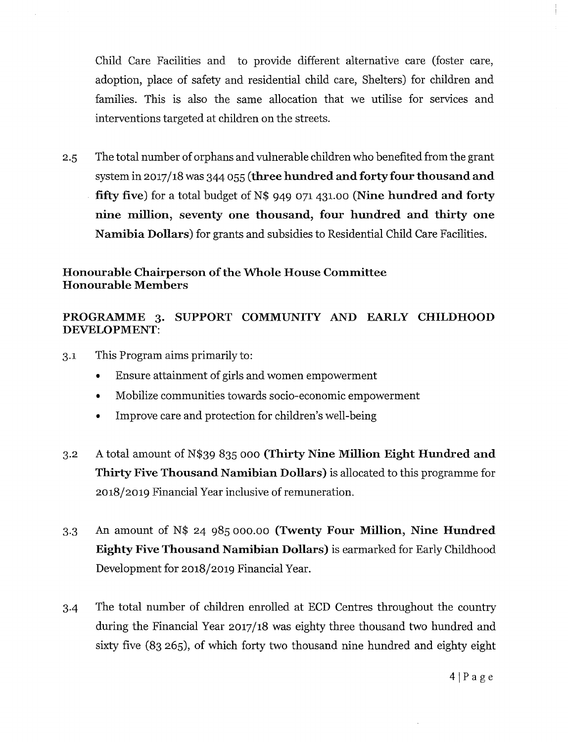Child Care Facilities and to provide different alternative care (foster care, adoption, place of safety and residential child care, Shelters) for children and families. This is also the same allocation that we utilise for services and interventions targeted at children on the streets.

2.5 The total number of orphans and vulnerable children who benefited from the grant system in 2017/18 was 344 055 (**three hundred and forty four thousand and fifty five**) for a total budget of N$ 949 071 431.00 (**Nine hundred and forty nine million, seventy one thousand, four hundred and thirty one Namibia Dollars**) for grants and subsidies to Residential Child Care Facilities.

**Honourable Chairperson of the Whole House Committee**
**Honourable Members**

**PROGRAMME 3. SUPPORT COMMUNITY AND EARLY CHILDHOOD DEVELOPMENT:**

3.1 This Program aims primarily to:

- Ensure attainment of girls and women empowerment
- Mobilize communities towards socio-economic empowerment
- Improve care and protection for children's well-being

3.2 A total amount of N$39 835 000 **(Thirty Nine Million Eight Hundred and Thirty Five Thousand Namibian Dollars)** is allocated to this programme for 2018/2019 Financial Year inclusive of remuneration.

3.3 An amount of N$ 24 985 000.00 **(Twenty Four Million, Nine Hundred Eighty Five Thousand Namibian Dollars)** is earmarked for Early Childhood Development for 2018/2019 Financial Year.

3.4 The total number of children enrolled at ECD Centres throughout the country during the Financial Year 2017/18 was eighty three thousand two hundred and sixty five (83 265), of which forty two thousand nine hundred and eighty eight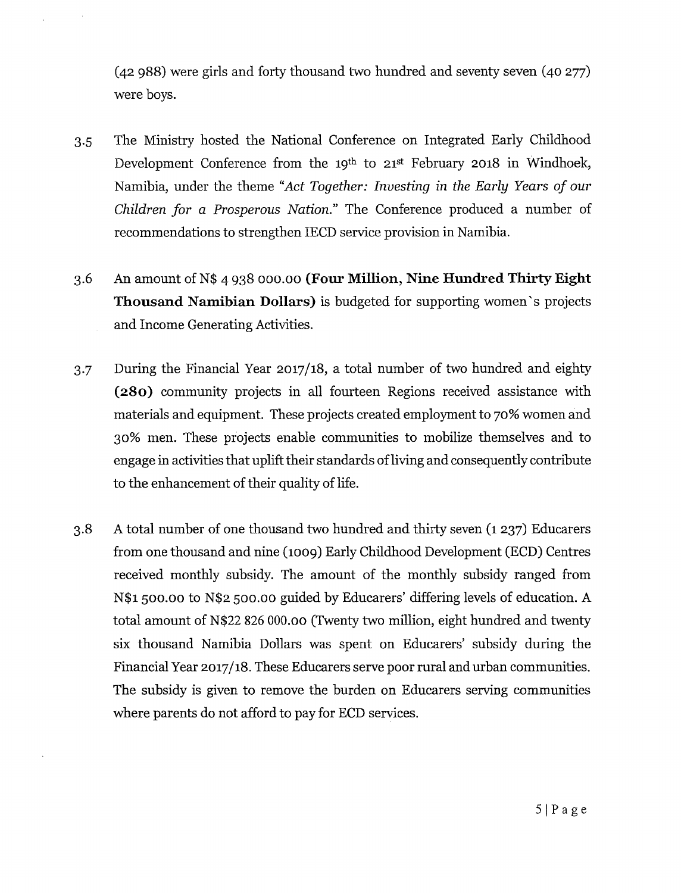(42 988) were girls and forty thousand two hundred and seventy seven (40 277) were boys.

3.5 The Ministry hosted the National Conference on Integrated Early Childhood Development Conference from the 19th to 21st February 2018 in Windhoek, Namibia, under the theme *"Act Together: Investing in the Early Years of our Children for a Prosperous Nation."* The Conference produced a number of recommendations to strengthen IECD service provision in Namibia.

3.6 An amount of N$ 4 938 000.00 **(Four Million, Nine Hundred Thirty Eight Thousand Namibian Dollars)** is budgeted for supporting women`s projects and Income Generating Activities.

3.7 During the Financial Year 2017/18, a total number of two hundred and eighty **(280)** community projects in all fourteen Regions received assistance with materials and equipment. These projects created employment to 70% women and 30% men. These projects enable communities to mobilize themselves and to engage in activities that uplift their standards of living and consequently contribute to the enhancement of their quality of life.

3.8 A total number of one thousand two hundred and thirty seven (1 237) Educarers from one thousand and nine (1009) Early Childhood Development (ECD) Centres received monthly subsidy. The amount of the monthly subsidy ranged from N$1 500.00 to N$2 500.00 guided by Educarers' differing levels of education. A total amount of N$22 826 000.00 (Twenty two million, eight hundred and twenty six thousand Namibia Dollars was spent on Educarers' subsidy during the Financial Year 2017/18. These Educarers serve poor rural and urban communities. The subsidy is given to remove the burden on Educarers serving communities where parents do not afford to pay for ECD services.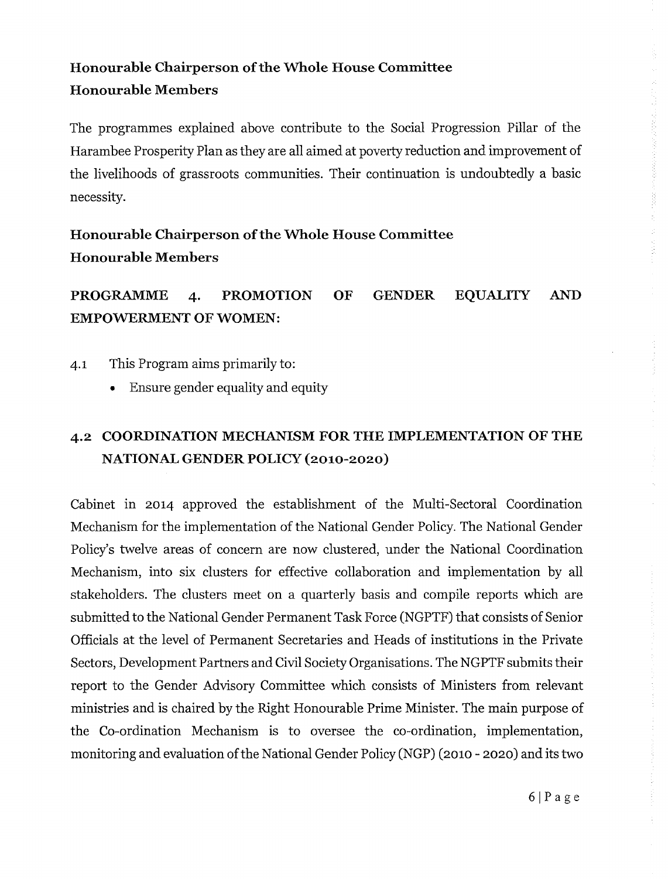**Honourable Chairperson of the Whole House Committee**
**Honourable Members**

The programmes explained above contribute to the Social Progression Pillar of the Harambee Prosperity Plan as they are all aimed at poverty reduction and improvement of the livelihoods of grassroots communities. Their continuation is undoubtedly a basic necessity.

**Honourable Chairperson of the Whole House Committee**
**Honourable Members**

## PROGRAMME 4. PROMOTION OF GENDER EQUALITY AND EMPOWERMENT OF WOMEN:

4.1 This Program aims primarily to:

- Ensure gender equality and equity

### 4.2 COORDINATION MECHANISM FOR THE IMPLEMENTATION OF THE NATIONAL GENDER POLICY (2010-2020)

Cabinet in 2014 approved the establishment of the Multi-Sectoral Coordination Mechanism for the implementation of the National Gender Policy. The National Gender Policy's twelve areas of concern are now clustered, under the National Coordination Mechanism, into six clusters for effective collaboration and implementation by all stakeholders. The clusters meet on a quarterly basis and compile reports which are submitted to the National Gender Permanent Task Force (NGPTF) that consists of Senior Officials at the level of Permanent Secretaries and Heads of institutions in the Private Sectors, Development Partners and Civil Society Organisations. The NGPTF submits their report to the Gender Advisory Committee which consists of Ministers from relevant ministries and is chaired by the Right Honourable Prime Minister. The main purpose of the Co-ordination Mechanism is to oversee the co-ordination, implementation, monitoring and evaluation of the National Gender Policy (NGP) (2010 - 2020) and its two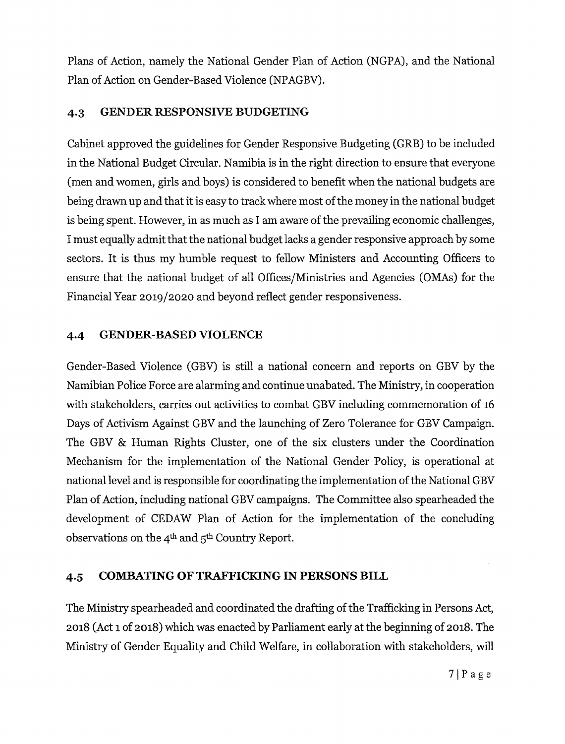Plans of Action, namely the National Gender Plan of Action (NGPA), and the National Plan of Action on Gender-Based Violence (NPAGBV).

### 4.3 GENDER RESPONSIVE BUDGETING

Cabinet approved the guidelines for Gender Responsive Budgeting (GRB) to be included in the National Budget Circular. Namibia is in the right direction to ensure that everyone (men and women, girls and boys) is considered to benefit when the national budgets are being drawn up and that it is easy to track where most of the money in the national budget is being spent. However, in as much as I am aware of the prevailing economic challenges, I must equally admit that the national budget lacks a gender responsive approach by some sectors. It is thus my humble request to fellow Ministers and Accounting Officers to ensure that the national budget of all Offices/Ministries and Agencies (OMAs) for the Financial Year 2019/2020 and beyond reflect gender responsiveness.

### 4.4 GENDER-BASED VIOLENCE

Gender-Based Violence (GBV) is still a national concern and reports on GBV by the Namibian Police Force are alarming and continue unabated. The Ministry, in cooperation with stakeholders, carries out activities to combat GBV including commemoration of 16 Days of Activism Against GBV and the launching of Zero Tolerance for GBV Campaign. The GBV & Human Rights Cluster, one of the six clusters under the Coordination Mechanism for the implementation of the National Gender Policy, is operational at national level and is responsible for coordinating the implementation of the National GBV Plan of Action, including national GBV campaigns. The Committee also spearheaded the development of CEDAW Plan of Action for the implementation of the concluding observations on the 4th and 5th Country Report.

### 4.5 COMBATING OF TRAFFICKING IN PERSONS BILL

The Ministry spearheaded and coordinated the drafting of the Trafficking in Persons Act, 2018 (Act 1 of 2018) which was enacted by Parliament early at the beginning of 2018. The Ministry of Gender Equality and Child Welfare, in collaboration with stakeholders, will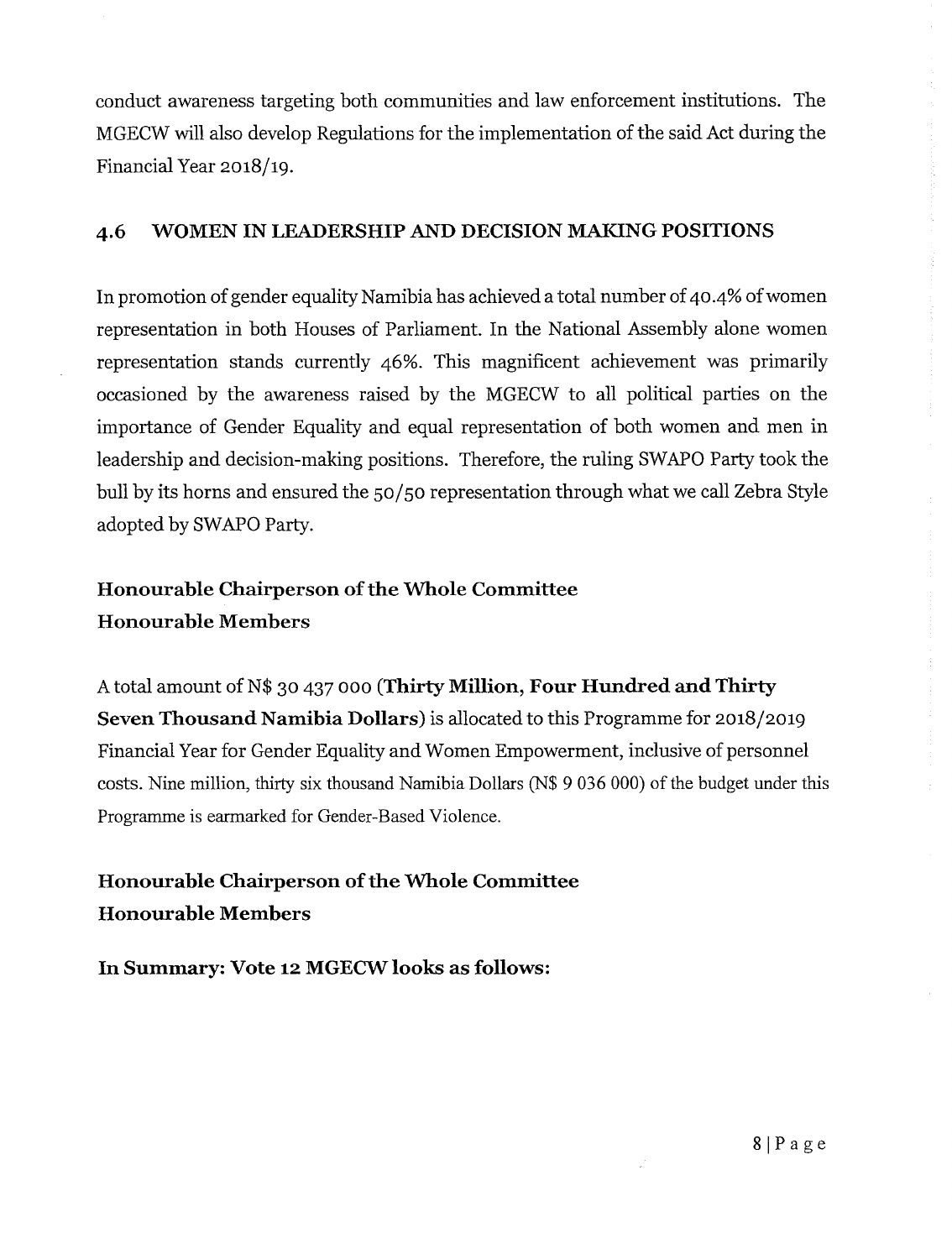conduct awareness targeting both communities and law enforcement institutions. The MGECW will also develop Regulations for the implementation of the said Act during the Financial Year 2018/19.

## 4.6 WOMEN IN LEADERSHIP AND DECISION MAKING POSITIONS

In promotion of gender equality Namibia has achieved a total number of 40.4% of women representation in both Houses of Parliament. In the National Assembly alone women representation stands currently 46%. This magnificent achievement was primarily occasioned by the awareness raised by the MGECW to all political parties on the importance of Gender Equality and equal representation of both women and men in leadership and decision-making positions. Therefore, the ruling SWAPO Party took the bull by its horns and ensured the 50/50 representation through what we call Zebra Style adopted by SWAPO Party.

**Honourable Chairperson of the Whole Committee**
**Honourable Members**

A total amount of N$ 30 437 000 (**Thirty Million, Four Hundred and Thirty Seven Thousand Namibia Dollars**) is allocated to this Programme for 2018/2019 Financial Year for Gender Equality and Women Empowerment, inclusive of personnel costs. Nine million, thirty six thousand Namibia Dollars (N$ 9 036 000) of the budget under this Programme is earmarked for Gender-Based Violence.

**Honourable Chairperson of the Whole Committee**
**Honourable Members**

**In Summary: Vote 12 MGECW looks as follows:**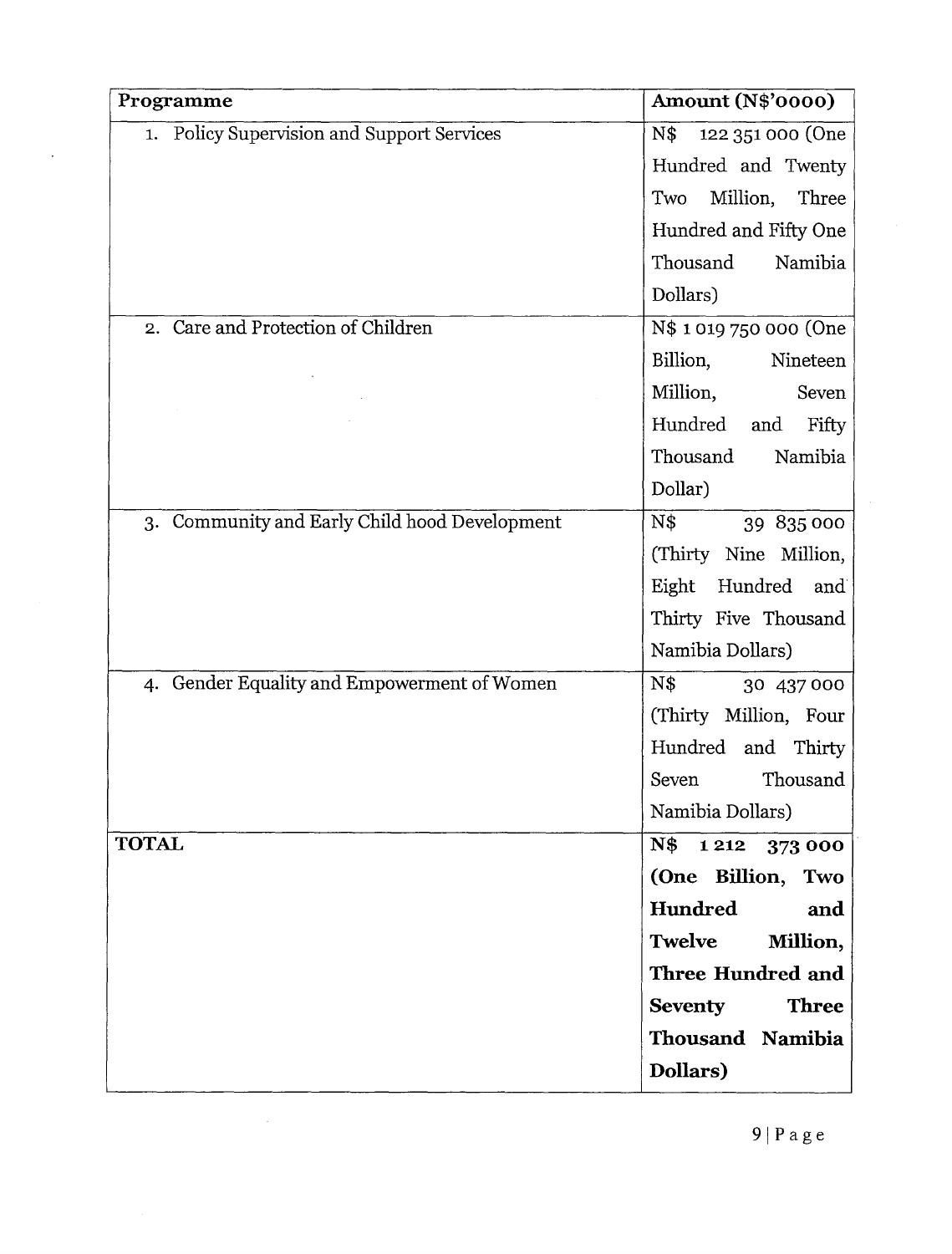| Programme | Amount (N$'0000) |
|---|---|
| 1. Policy Supervision and Support Services | N$ 122 351 000 (One Hundred and Twenty Two Million, Three Hundred and Fifty One Thousand Namibia Dollars) |
| 2. Care and Protection of Children | N$ 1 019 750 000 (One Billion, Nineteen Million, Seven Hundred and Fifty Thousand Namibia Dollar) |
| 3. Community and Early Child hood Development | N$ 39 835 000 (Thirty Nine Million, Eight Hundred and Thirty Five Thousand Namibia Dollars) |
| 4. Gender Equality and Empowerment of Women | N$ 30 437 000 (Thirty Million, Four Hundred and Thirty Seven Thousand Namibia Dollars) |
| **TOTAL** | **N$ 1 212 373 000 (One Billion, Two Hundred and Twelve Million, Three Hundred and Seventy Three Thousand Namibia Dollars)** |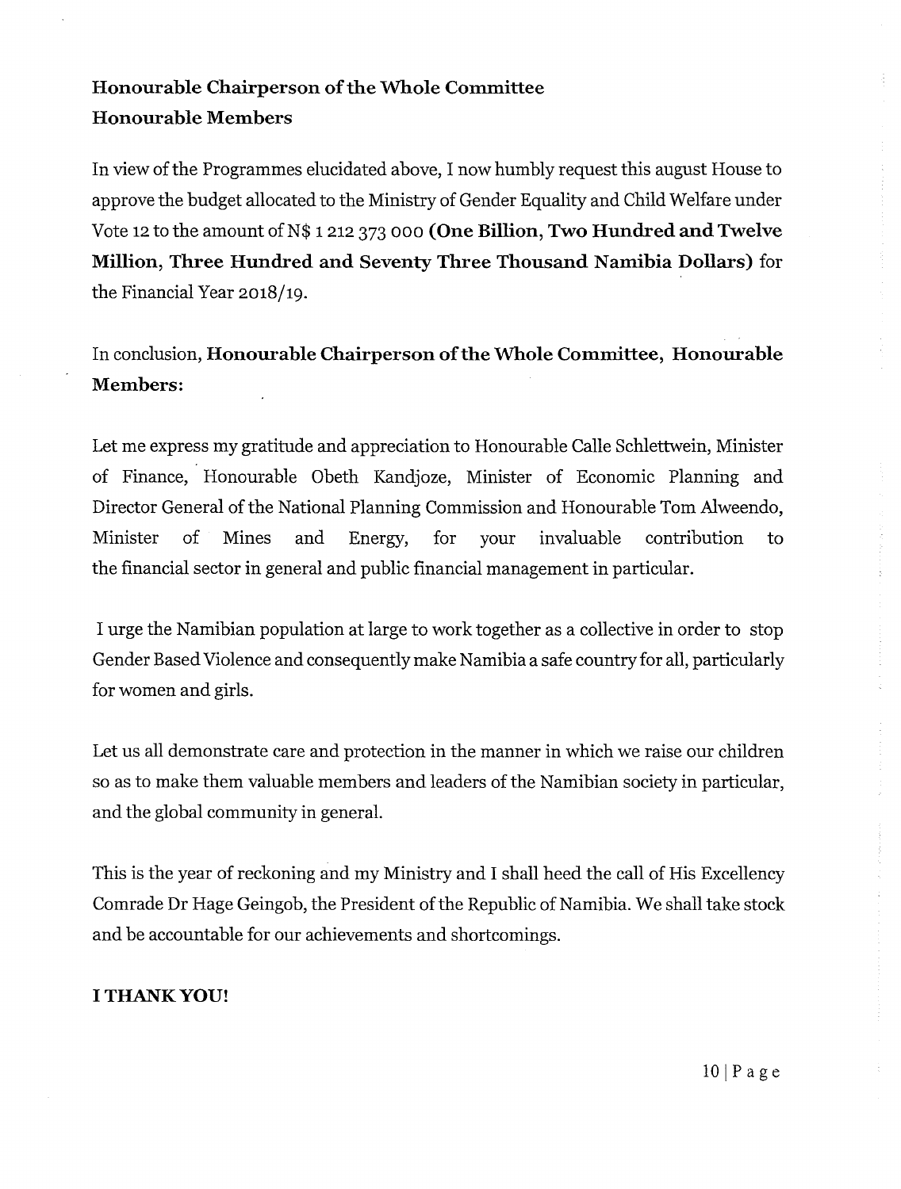**Honourable Chairperson of the Whole Committee**
**Honourable Members**

In view of the Programmes elucidated above, I now humbly request this august House to approve the budget allocated to the Ministry of Gender Equality and Child Welfare under Vote 12 to the amount of N$ 1 212 373 000 **(One Billion, Two Hundred and Twelve Million, Three Hundred and Seventy Three Thousand Namibia Dollars)** for the Financial Year 2018/19.

In conclusion, **Honourable Chairperson of the Whole Committee, Honourable Members:**

Let me express my gratitude and appreciation to Honourable Calle Schlettwein, Minister of Finance, Honourable Obeth Kandjoze, Minister of Economic Planning and Director General of the National Planning Commission and Honourable Tom Alweendo, Minister of Mines and Energy, for your invaluable contribution to the financial sector in general and public financial management in particular.

I urge the Namibian population at large to work together as a collective in order to stop Gender Based Violence and consequently make Namibia a safe country for all, particularly for women and girls.

Let us all demonstrate care and protection in the manner in which we raise our children so as to make them valuable members and leaders of the Namibian society in particular, and the global community in general.

This is the year of reckoning and my Ministry and I shall heed the call of His Excellency Comrade Dr Hage Geingob, the President of the Republic of Namibia. We shall take stock and be accountable for our achievements and shortcomings.

**I THANK YOU!**